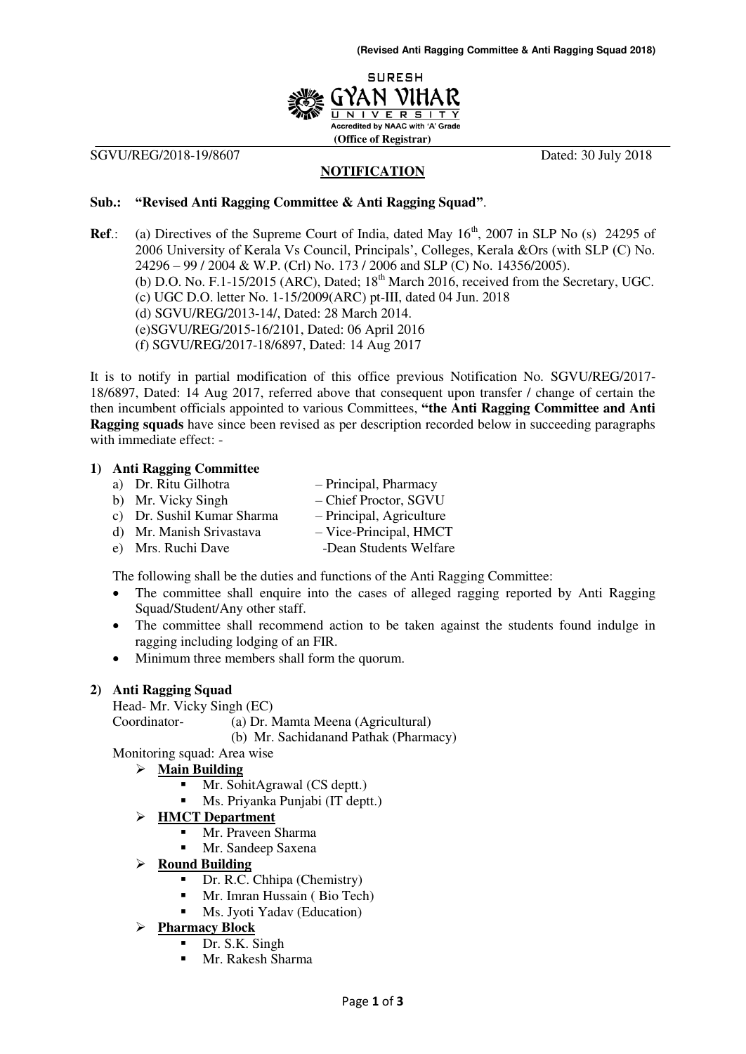SURESH GYAN VIHAR UNIVERSITY
Accredited by NAAC with 'A' Grade
**(Office of Registrar)**

SGVU/REG/2018-19/8607 Dated: 30 July 2018

## NOTIFICATION

**Sub.: "Revised Anti Ragging Committee & Anti Ragging Squad"**.

**Ref**.: (a) Directives of the Supreme Court of India, dated May 16th, 2007 in SLP No (s) 24295 of 2006 University of Kerala Vs Council, Principals', Colleges, Kerala &Ors (with SLP (C) No. 24296 – 99 / 2004 & W.P. (Crl) No. 173 / 2006 and SLP (C) No. 14356/2005).
(b) D.O. No. F.1-15/2015 (ARC), Dated; 18th March 2016, received from the Secretary, UGC.
(c) UGC D.O. letter No. 1-15/2009(ARC) pt-III, dated 04 Jun. 2018
(d) SGVU/REG/2013-14/, Dated: 28 March 2014.
(e)SGVU/REG/2015-16/2101, Dated: 06 April 2016
(f) SGVU/REG/2017-18/6897, Dated: 14 Aug 2017

It is to notify in partial modification of this office previous Notification No. SGVU/REG/2017-18/6897, Dated: 14 Aug 2017, referred above that consequent upon transfer / change of certain the then incumbent officials appointed to various Committees, **"the Anti Ragging Committee and Anti Ragging squads** have since been revised as per description recorded below in succeeding paragraphs with immediate effect: -

**1) Anti Ragging Committee**

a) Dr. Ritu Gilhotra – Principal, Pharmacy
b) Mr. Vicky Singh – Chief Proctor, SGVU
c) Dr. Sushil Kumar Sharma – Principal, Agriculture
d) Mr. Manish Srivastava – Vice-Principal, HMCT
e) Mrs. Ruchi Dave -Dean Students Welfare

The following shall be the duties and functions of the Anti Ragging Committee:

- The committee shall enquire into the cases of alleged ragging reported by Anti Ragging Squad/Student/Any other staff.
- The committee shall recommend action to be taken against the students found indulge in ragging including lodging of an FIR.
- Minimum three members shall form the quorum.

**2) Anti Ragging Squad**

Head- Mr. Vicky Singh (EC)
Coordinator- (a) Dr. Mamta Meena (Agricultural)
(b) Mr. Sachidanand Pathak (Pharmacy)

Monitoring squad: Area wise

- **Main Building**
  - Mr. SohitAgrawal (CS deptt.)
  - Ms. Priyanka Punjabi (IT deptt.)
- **HMCT Department**
  - Mr. Praveen Sharma
  - Mr. Sandeep Saxena
- **Round Building**
  - Dr. R.C. Chhipa (Chemistry)
  - Mr. Imran Hussain ( Bio Tech)
  - Ms. Jyoti Yadav (Education)
- **Pharmacy Block**
  - Dr. S.K. Singh
  - Mr. Rakesh Sharma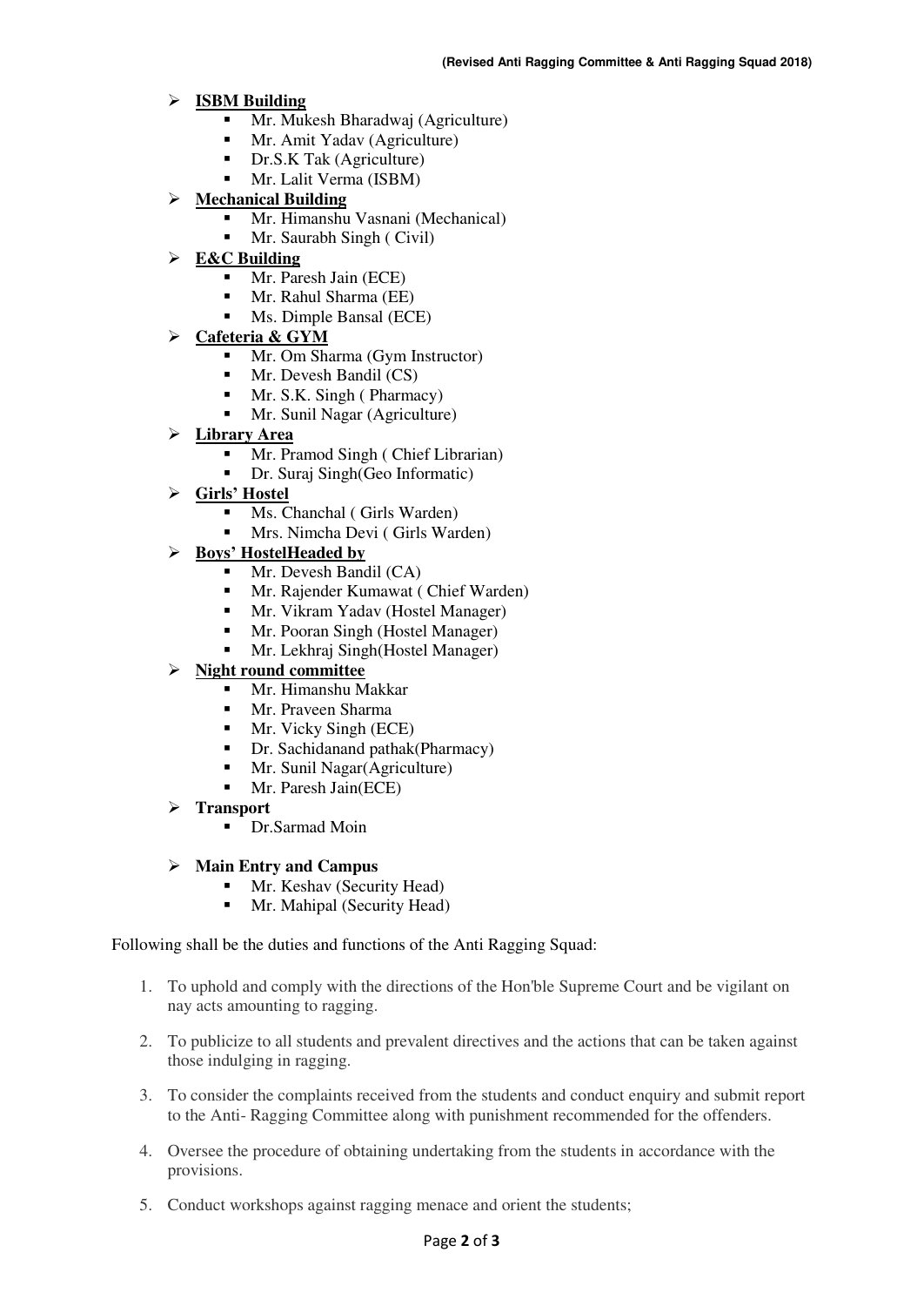- **ISBM Building**
    - Mr. Mukesh Bharadwaj (Agriculture)
    - Mr. Amit Yadav (Agriculture)
    - Dr.S.K Tak (Agriculture)
    - Mr. Lalit Verma (ISBM)
- **Mechanical Building**
    - Mr. Himanshu Vasnani (Mechanical)
    - Mr. Saurabh Singh ( Civil)
- **E&C Building**
    - Mr. Paresh Jain (ECE)
    - Mr. Rahul Sharma (EE)
    - Ms. Dimple Bansal (ECE)
- **Cafeteria & GYM**
    - Mr. Om Sharma (Gym Instructor)
    - Mr. Devesh Bandil (CS)
    - Mr. S.K. Singh ( Pharmacy)
    - Mr. Sunil Nagar (Agriculture)
- **Library Area**
    - Mr. Pramod Singh ( Chief Librarian)
    - Dr. Suraj Singh(Geo Informatic)
- **Girls' Hostel**
    - Ms. Chanchal ( Girls Warden)
    - Mrs. Nimcha Devi ( Girls Warden)
- **Boys' HostelHeaded by**
    - Mr. Devesh Bandil (CA)
    - Mr. Rajender Kumawat ( Chief Warden)
    - Mr. Vikram Yadav (Hostel Manager)
    - Mr. Pooran Singh (Hostel Manager)
    - Mr. Lekhraj Singh(Hostel Manager)
- **Night round committee**
    - Mr. Himanshu Makkar
    - Mr. Praveen Sharma
    - Mr. Vicky Singh (ECE)
    - Dr. Sachidanand pathak(Pharmacy)
    - Mr. Sunil Nagar(Agriculture)
    - Mr. Paresh Jain(ECE)
- **Transport**
    - Dr.Sarmad Moin
- **Main Entry and Campus**
    - Mr. Keshav (Security Head)
    - Mr. Mahipal (Security Head)

Following shall be the duties and functions of the Anti Ragging Squad:

1. To uphold and comply with the directions of the Hon'ble Supreme Court and be vigilant on nay acts amounting to ragging.
2. To publicize to all students and prevalent directives and the actions that can be taken against those indulging in ragging.
3. To consider the complaints received from the students and conduct enquiry and submit report to the Anti- Ragging Committee along with punishment recommended for the offenders.
4. Oversee the procedure of obtaining undertaking from the students in accordance with the provisions.
5. Conduct workshops against ragging menace and orient the students;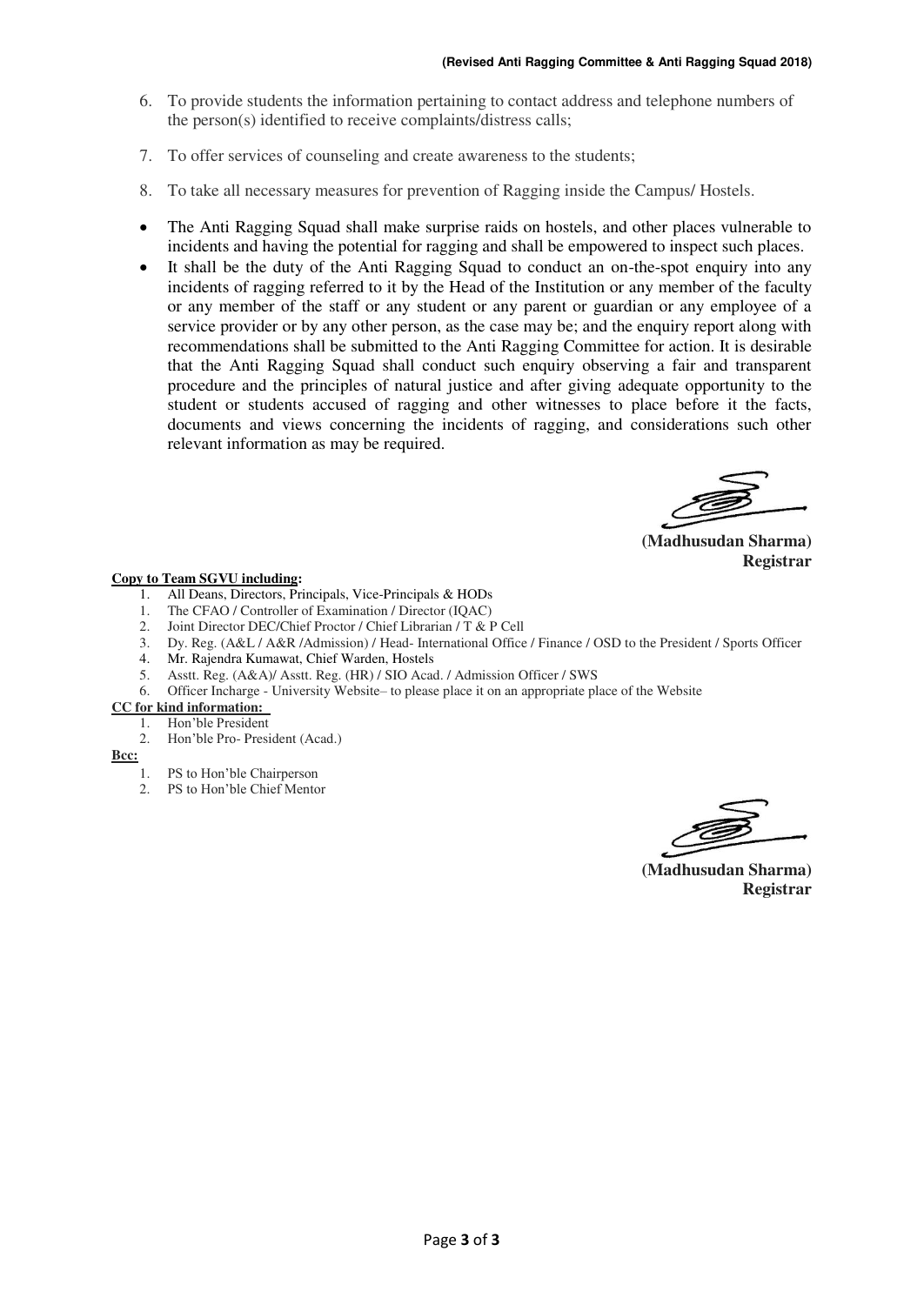6. To provide students the information pertaining to contact address and telephone numbers of the person(s) identified to receive complaints/distress calls;
7. To offer services of counseling and create awareness to the students;
8. To take all necessary measures for prevention of Ragging inside the Campus/ Hostels.

- The Anti Ragging Squad shall make surprise raids on hostels, and other places vulnerable to incidents and having the potential for ragging and shall be empowered to inspect such places.
- It shall be the duty of the Anti Ragging Squad to conduct an on-the-spot enquiry into any incidents of ragging referred to it by the Head of the Institution or any member of the faculty or any member of the staff or any student or any parent or guardian or any employee of a service provider or by any other person, as the case may be; and the enquiry report along with recommendations shall be submitted to the Anti Ragging Committee for action. It is desirable that the Anti Ragging Squad shall conduct such enquiry observing a fair and transparent procedure and the principles of natural justice and after giving adequate opportunity to the student or students accused of ragging and other witnesses to place before it the facts, documents and views concerning the incidents of ragging, and considerations such other relevant information as may be required.

**(Madhusudan Sharma)**
**Registrar**

**Copy to Team SGVU including:**

1. All Deans, Directors, Principals, Vice-Principals & HODs
1. The CFAO / Controller of Examination / Director (IQAC)
2. Joint Director DEC/Chief Proctor / Chief Librarian / T & P Cell
3. Dy. Reg. (A&L / A&R /Admission) / Head- International Office / Finance / OSD to the President / Sports Officer
4. Mr. Rajendra Kumawat, Chief Warden, Hostels
5. Asstt. Reg. (A&A)/ Asstt. Reg. (HR) / SIO Acad. / Admission Officer / SWS
6. Officer Incharge - University Website– to please place it on an appropriate place of the Website

**CC for kind information:**

1. Hon'ble President
2. Hon'ble Pro- President (Acad.)

**Bcc:**

1. PS to Hon'ble Chairperson
2. PS to Hon'ble Chief Mentor

**(Madhusudan Sharma)**
**Registrar**